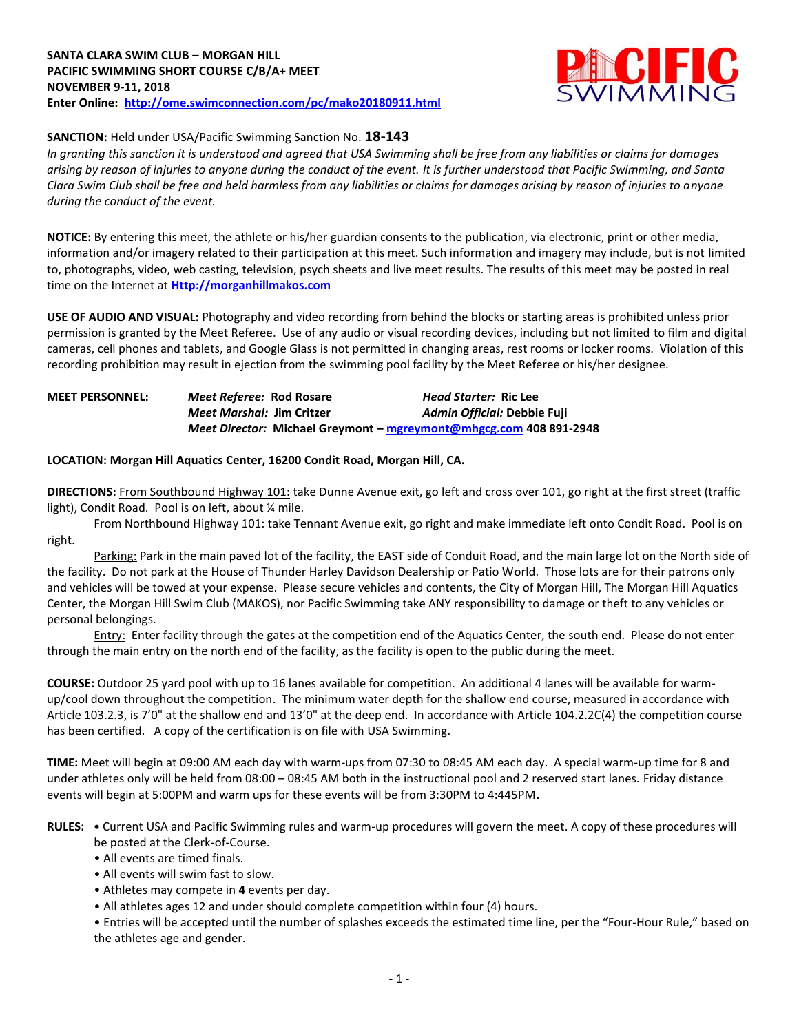**SANTA CLARA SWIM CLUB – MORGAN HILL**
**PACIFIC SWIMMING SHORT COURSE C/B/A+ MEET**
**NOVEMBER 9-11, 2018**
**Enter Online: [http://ome.swimconnection.com/pc/mako20180911.html](http://ome.swimconnection.com/pc/mako20180911.html)**

**SANCTION:** Held under USA/Pacific Swimming Sanction No. **18-143**
*In granting this sanction it is understood and agreed that USA Swimming shall be free from any liabilities or claims for damages arising by reason of injuries to anyone during the conduct of the event. It is further understood that Pacific Swimming, and Santa Clara Swim Club shall be free and held harmless from any liabilities or claims for damages arising by reason of injuries to anyone during the conduct of the event.*

**NOTICE:** By entering this meet, the athlete or his/her guardian consents to the publication, via electronic, print or other media, information and/or imagery related to their participation at this meet. Such information and imagery may include, but is not limited to, photographs, video, web casting, television, psych sheets and live meet results. The results of this meet may be posted in real time on the Internet at **[Http://morganhillmakos.com](Http://morganhillmakos.com)**

**USE OF AUDIO AND VISUAL:** Photography and video recording from behind the blocks or starting areas is prohibited unless prior permission is granted by the Meet Referee. Use of any audio or visual recording devices, including but not limited to film and digital cameras, cell phones and tablets, and Google Glass is not permitted in changing areas, rest rooms or locker rooms. Violation of this recording prohibition may result in ejection from the swimming pool facility by the Meet Referee or his/her designee.

**MEET PERSONNEL:** *Meet Referee:* **Rod Rosare** *Head Starter:* **Ric Lee**
*Meet Marshal:* **Jim Critzer** *Admin Official:* **Debbie Fuji**
*Meet Director:* **Michael Greymont – [mgreymont@mhgcg.com](mailto:mgreymont@mhgcg.com) 408 891-2948**

**LOCATION: Morgan Hill Aquatics Center, 16200 Condit Road, Morgan Hill, CA.**

**DIRECTIONS:** From Southbound Highway 101: take Dunne Avenue exit, go left and cross over 101, go right at the first street (traffic light), Condit Road. Pool is on left, about ¼ mile.

From Northbound Highway 101: take Tennant Avenue exit, go right and make immediate left onto Condit Road. Pool is on right.

Parking: Park in the main paved lot of the facility, the EAST side of Conduit Road, and the main large lot on the North side of the facility. Do not park at the House of Thunder Harley Davidson Dealership or Patio World. Those lots are for their patrons only and vehicles will be towed at your expense. Please secure vehicles and contents, the City of Morgan Hill, The Morgan Hill Aquatics Center, the Morgan Hill Swim Club (MAKOS), nor Pacific Swimming take ANY responsibility to damage or theft to any vehicles or personal belongings.

Entry: Enter facility through the gates at the competition end of the Aquatics Center, the south end. Please do not enter through the main entry on the north end of the facility, as the facility is open to the public during the meet.

**COURSE:** Outdoor 25 yard pool with up to 16 lanes available for competition. An additional 4 lanes will be available for warm-up/cool down throughout the competition. The minimum water depth for the shallow end course, measured in accordance with Article 103.2.3, is 7'0" at the shallow end and 13'0" at the deep end. In accordance with Article 104.2.2C(4) the competition course has been certified. A copy of the certification is on file with USA Swimming.

**TIME:** Meet will begin at 09:00 AM each day with warm-ups from 07:30 to 08:45 AM each day. A special warm-up time for 8 and under athletes only will be held from 08:00 – 08:45 AM both in the instructional pool and 2 reserved start lanes. Friday distance events will begin at 5:00PM and warm ups for these events will be from 3:30PM to 4:445PM**.**

**RULES:**
- Current USA and Pacific Swimming rules and warm-up procedures will govern the meet. A copy of these procedures will be posted at the Clerk-of-Course.
- All events are timed finals.
- All events will swim fast to slow.
- Athletes may compete in **4** events per day.
- All athletes ages 12 and under should complete competition within four (4) hours.
- Entries will be accepted until the number of splashes exceeds the estimated time line, per the "Four-Hour Rule," based on the athletes age and gender.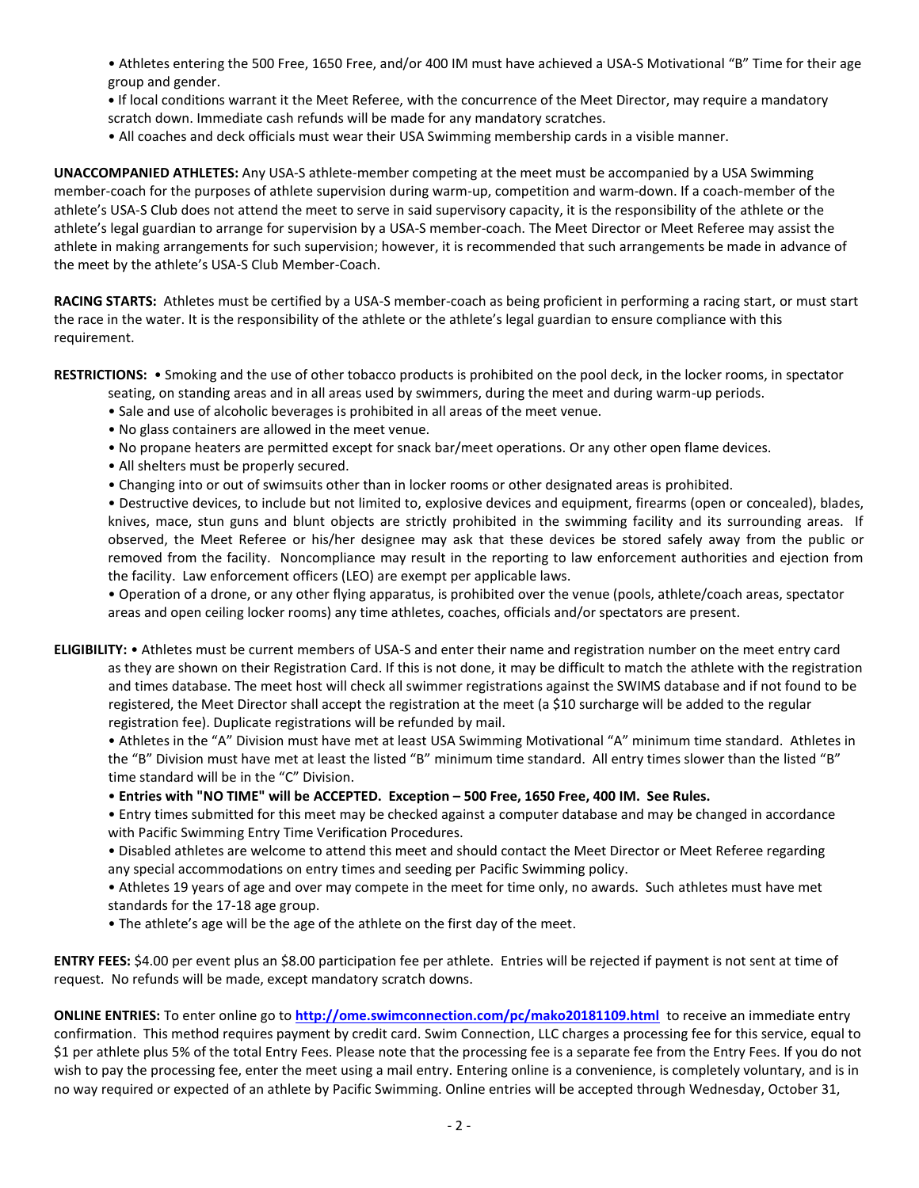- Athletes entering the 500 Free, 1650 Free, and/or 400 IM must have achieved a USA-S Motivational "B" Time for their age group and gender.
- If local conditions warrant it the Meet Referee, with the concurrence of the Meet Director, may require a mandatory scratch down. Immediate cash refunds will be made for any mandatory scratches.
- All coaches and deck officials must wear their USA Swimming membership cards in a visible manner.

**UNACCOMPANIED ATHLETES:** Any USA-S athlete-member competing at the meet must be accompanied by a USA Swimming member-coach for the purposes of athlete supervision during warm-up, competition and warm-down. If a coach-member of the athlete's USA-S Club does not attend the meet to serve in said supervisory capacity, it is the responsibility of the athlete or the athlete's legal guardian to arrange for supervision by a USA-S member-coach. The Meet Director or Meet Referee may assist the athlete in making arrangements for such supervision; however, it is recommended that such arrangements be made in advance of the meet by the athlete's USA-S Club Member-Coach.

**RACING STARTS:** Athletes must be certified by a USA-S member-coach as being proficient in performing a racing start, or must start the race in the water. It is the responsibility of the athlete or the athlete's legal guardian to ensure compliance with this requirement.

**RESTRICTIONS:**
- Smoking and the use of other tobacco products is prohibited on the pool deck, in the locker rooms, in spectator seating, on standing areas and in all areas used by swimmers, during the meet and during warm-up periods.
- Sale and use of alcoholic beverages is prohibited in all areas of the meet venue.
- No glass containers are allowed in the meet venue.
- No propane heaters are permitted except for snack bar/meet operations. Or any other open flame devices.
- All shelters must be properly secured.
- Changing into or out of swimsuits other than in locker rooms or other designated areas is prohibited.
- Destructive devices, to include but not limited to, explosive devices and equipment, firearms (open or concealed), blades, knives, mace, stun guns and blunt objects are strictly prohibited in the swimming facility and its surrounding areas. If observed, the Meet Referee or his/her designee may ask that these devices be stored safely away from the public or removed from the facility. Noncompliance may result in the reporting to law enforcement authorities and ejection from the facility. Law enforcement officers (LEO) are exempt per applicable laws.
- Operation of a drone, or any other flying apparatus, is prohibited over the venue (pools, athlete/coach areas, spectator areas and open ceiling locker rooms) any time athletes, coaches, officials and/or spectators are present.

**ELIGIBILITY:**
- Athletes must be current members of USA-S and enter their name and registration number on the meet entry card as they are shown on their Registration Card. If this is not done, it may be difficult to match the athlete with the registration and times database. The meet host will check all swimmer registrations against the SWIMS database and if not found to be registered, the Meet Director shall accept the registration at the meet (a $10 surcharge will be added to the regular registration fee). Duplicate registrations will be refunded by mail.
- Athletes in the "A" Division must have met at least USA Swimming Motivational "A" minimum time standard. Athletes in the "B" Division must have met at least the listed "B" minimum time standard. All entry times slower than the listed "B" time standard will be in the "C" Division.
- **Entries with "NO TIME" will be ACCEPTED. Exception – 500 Free, 1650 Free, 400 IM. See Rules.**
- Entry times submitted for this meet may be checked against a computer database and may be changed in accordance with Pacific Swimming Entry Time Verification Procedures.
- Disabled athletes are welcome to attend this meet and should contact the Meet Director or Meet Referee regarding any special accommodations on entry times and seeding per Pacific Swimming policy.
- Athletes 19 years of age and over may compete in the meet for time only, no awards. Such athletes must have met standards for the 17-18 age group.
- The athlete's age will be the age of the athlete on the first day of the meet.

**ENTRY FEES:** $4.00 per event plus an $8.00 participation fee per athlete. Entries will be rejected if payment is not sent at time of request. No refunds will be made, except mandatory scratch downs.

**ONLINE ENTRIES:** To enter online go to **http://ome.swimconnection.com/pc/mako20181109.html** to receive an immediate entry confirmation. This method requires payment by credit card. Swim Connection, LLC charges a processing fee for this service, equal to $1 per athlete plus 5% of the total Entry Fees. Please note that the processing fee is a separate fee from the Entry Fees. If you do not wish to pay the processing fee, enter the meet using a mail entry. Entering online is a convenience, is completely voluntary, and is in no way required or expected of an athlete by Pacific Swimming. Online entries will be accepted through Wednesday, October 31,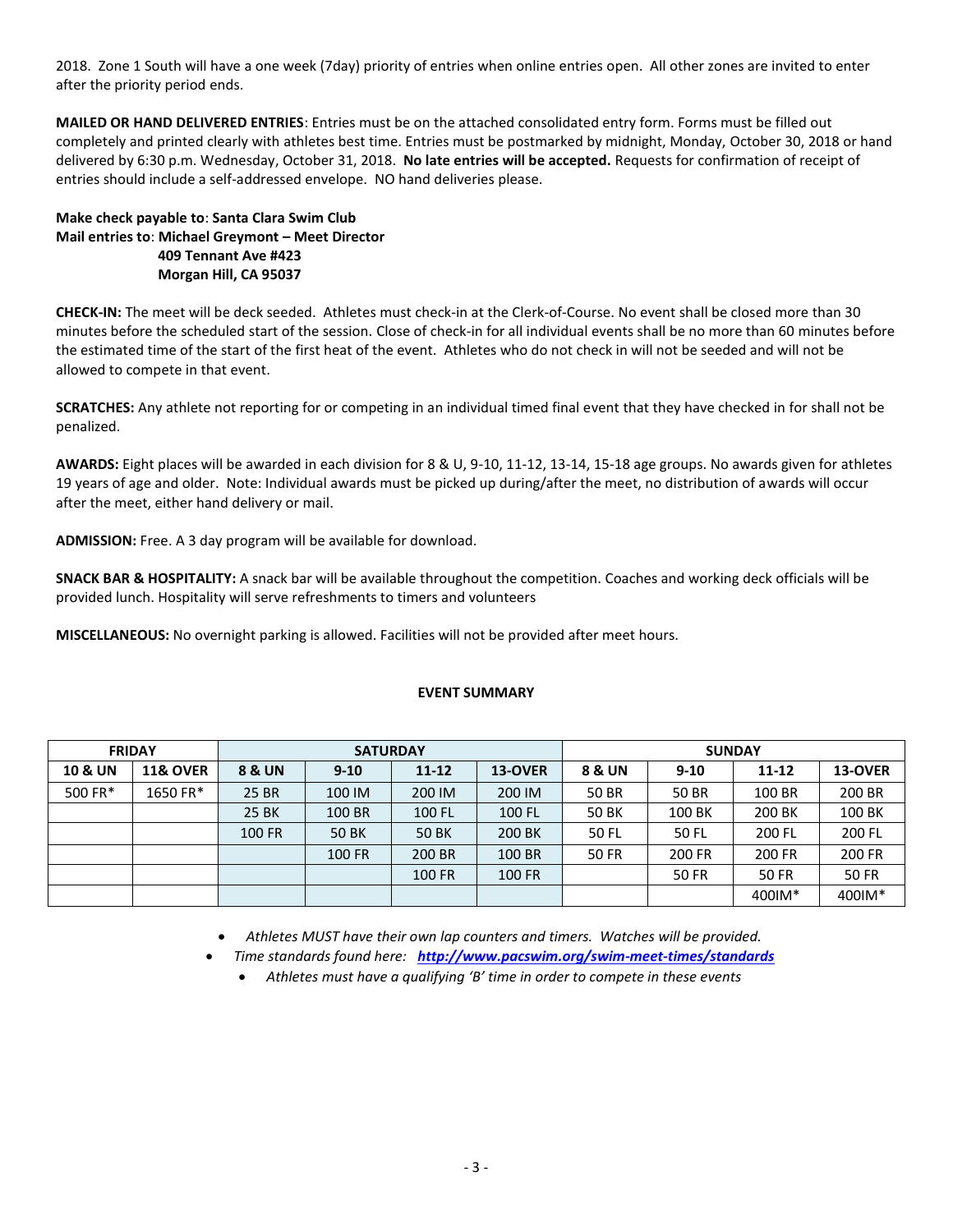2018. Zone 1 South will have a one week (7day) priority of entries when online entries open. All other zones are invited to enter after the priority period ends.

**MAILED OR HAND DELIVERED ENTRIES**: Entries must be on the attached consolidated entry form. Forms must be filled out completely and printed clearly with athletes best time. Entries must be postmarked by midnight, Monday, October 30, 2018 or hand delivered by 6:30 p.m. Wednesday, October 31, 2018. **No late entries will be accepted.** Requests for confirmation of receipt of entries should include a self-addressed envelope. NO hand deliveries please.

**Make check payable to**: **Santa Clara Swim Club**
**Mail entries to**: **Michael Greymont – Meet Director**
**409 Tennant Ave #423**
**Morgan Hill, CA 95037**

**CHECK-IN:** The meet will be deck seeded. Athletes must check-in at the Clerk-of-Course. No event shall be closed more than 30 minutes before the scheduled start of the session. Close of check-in for all individual events shall be no more than 60 minutes before the estimated time of the start of the first heat of the event. Athletes who do not check in will not be seeded and will not be allowed to compete in that event.

**SCRATCHES:** Any athlete not reporting for or competing in an individual timed final event that they have checked in for shall not be penalized.

**AWARDS:** Eight places will be awarded in each division for 8 & U, 9-10, 11-12, 13-14, 15-18 age groups. No awards given for athletes 19 years of age and older. Note: Individual awards must be picked up during/after the meet, no distribution of awards will occur after the meet, either hand delivery or mail.

**ADMISSION:** Free. A 3 day program will be available for download.

**SNACK BAR & HOSPITALITY:** A snack bar will be available throughout the competition. Coaches and working deck officials will be provided lunch. Hospitality will serve refreshments to timers and volunteers

**MISCELLANEOUS:** No overnight parking is allowed. Facilities will not be provided after meet hours.

**EVENT SUMMARY**

| FRIDAY | | SATURDAY | | | | SUNDAY | | | |
|---|---|---|---|---|---|---|---|---|---|
| **10 & UN** | **11& OVER** | **8 & UN** | **9-10** | **11-12** | **13-OVER** | **8 & UN** | **9-10** | **11-12** | **13-OVER** |
| 500 FR* | 1650 FR* | 25 BR | 100 IM | 200 IM | 200 IM | 50 BR | 50 BR | 100 BR | 200 BR |
| | | 25 BK | 100 BR | 100 FL | 100 FL | 50 BK | 100 BK | 200 BK | 100 BK |
| | | 100 FR | 50 BK | 50 BK | 200 BK | 50 FL | 50 FL | 200 FL | 200 FL |
| | | | 100 FR | 200 BR | 100 BR | 50 FR | 200 FR | 200 FR | 200 FR |
| | | | | 100 FR | 100 FR | | 50 FR | 50 FR | 50 FR |
| | | | | | | | | 400IM* | 400IM* |

- *Athletes MUST have their own lap counters and timers. Watches will be provided.*
- *Time standards found here: **http://www.pacswim.org/swim-meet-times/standards***
  - *Athletes must have a qualifying 'B' time in order to compete in these events*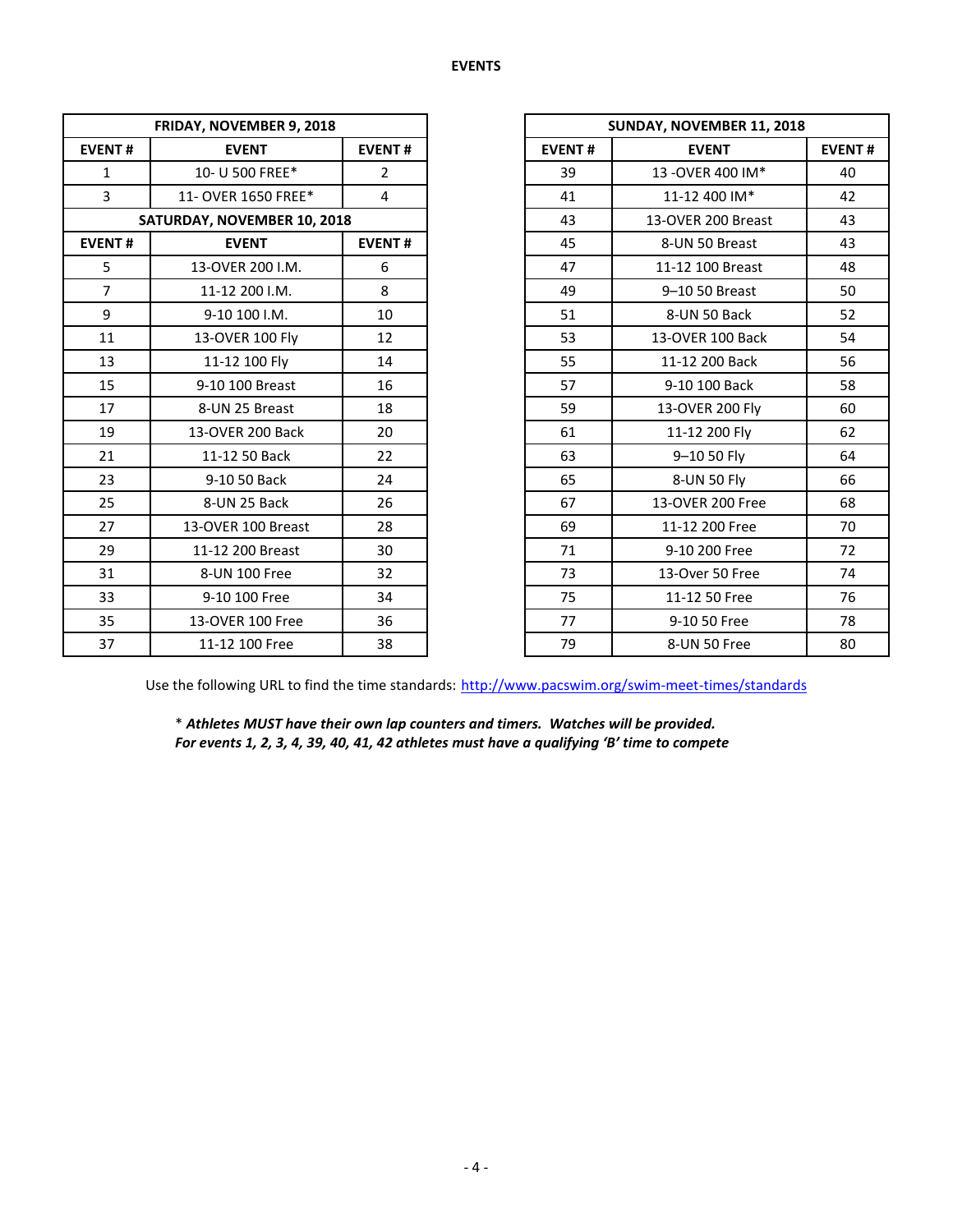## EVENTS

| FRIDAY, NOVEMBER 9, 2018 | | |
|---|---|---|
| EVENT # | EVENT | EVENT # |
| 1 | 10- U 500 FREE* | 2 |
| 3 | 11- OVER 1650 FREE* | 4 |
| **SATURDAY, NOVEMBER 10, 2018** | | |
| **EVENT #** | **EVENT** | **EVENT #** |
| 5 | 13-OVER 200 I.M. | 6 |
| 7 | 11-12 200 I.M. | 8 |
| 9 | 9-10 100 I.M. | 10 |
| 11 | 13-OVER 100 Fly | 12 |
| 13 | 11-12 100 Fly | 14 |
| 15 | 9-10 100 Breast | 16 |
| 17 | 8-UN 25 Breast | 18 |
| 19 | 13-OVER 200 Back | 20 |
| 21 | 11-12 50 Back | 22 |
| 23 | 9-10 50 Back | 24 |
| 25 | 8-UN 25 Back | 26 |
| 27 | 13-OVER 100 Breast | 28 |
| 29 | 11-12 200 Breast | 30 |
| 31 | 8-UN 100 Free | 32 |
| 33 | 9-10 100 Free | 34 |
| 35 | 13-OVER 100 Free | 36 |
| 37 | 11-12 100 Free | 38 |

| SUNDAY, NOVEMBER 11, 2018 | | |
|---|---|---|
| EVENT # | EVENT | EVENT # |
| 39 | 13 -OVER 400 IM* | 40 |
| 41 | 11-12 400 IM* | 42 |
| 43 | 13-OVER 200 Breast | 43 |
| 45 | 8-UN 50 Breast | 43 |
| 47 | 11-12 100 Breast | 48 |
| 49 | 9–10 50 Breast | 50 |
| 51 | 8-UN 50 Back | 52 |
| 53 | 13-OVER 100 Back | 54 |
| 55 | 11-12 200 Back | 56 |
| 57 | 9-10 100 Back | 58 |
| 59 | 13-OVER 200 Fly | 60 |
| 61 | 11-12 200 Fly | 62 |
| 63 | 9–10 50 Fly | 64 |
| 65 | 8-UN 50 Fly | 66 |
| 67 | 13-OVER 200 Free | 68 |
| 69 | 11-12 200 Free | 70 |
| 71 | 9-10 200 Free | 72 |
| 73 | 13-Over 50 Free | 74 |
| 75 | 11-12 50 Free | 76 |
| 77 | 9-10 50 Free | 78 |
| 79 | 8-UN 50 Free | 80 |

Use the following URL to find the time standards: http://www.pacswim.org/swim-meet-times/standards

\* ***Athletes MUST have their own lap counters and timers. Watches will be provided.***
***For events 1, 2, 3, 4, 39, 40, 41, 42 athletes must have a qualifying 'B' time to compete***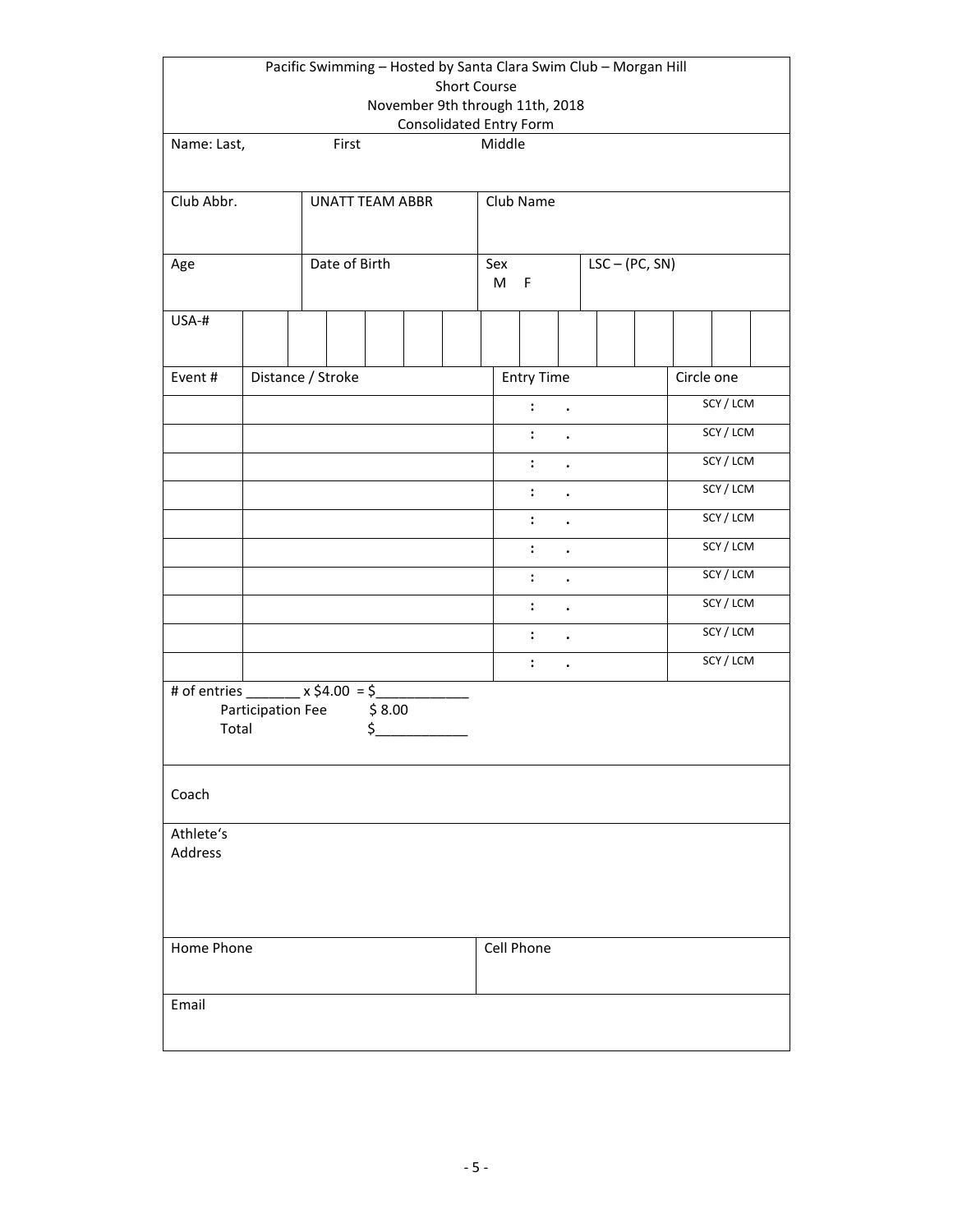Pacific Swimming – Hosted by Santa Clara Swim Club – Morgan Hill
Short Course
November 9th through 11th, 2018
Consolidated Entry Form

| | | | |
|---|---|---|---|
| Name: Last, | First | Middle | |
| Club Abbr. | UNATT TEAM ABBR | Club Name | |
| Age | Date of Birth | Sex M F | LSC – (PC, SN) |

| USA-# | | | | | | | | | | | | | | |
|---|---|---|---|---|---|---|---|---|---|---|---|---|---|---|
| | | | | | | | | | | | | | | |

| Event # | Distance / Stroke | Entry Time | Circle one |
|---|---|---|---|
| | | : . | SCY / LCM |
| | | : . | SCY / LCM |
| | | : . | SCY / LCM |
| | | : . | SCY / LCM |
| | | : . | SCY / LCM |
| | | : . | SCY / LCM |
| | | : . | SCY / LCM |
| | | : . | SCY / LCM |
| | | : . | SCY / LCM |
| | | : . | SCY / LCM |

# of entries _______ x $4.00 = $____________
Participation Fee $ 8.00
Total $____________

Coach

Athlete's Address

| | |
|---|---|
| Home Phone | Cell Phone |

Email